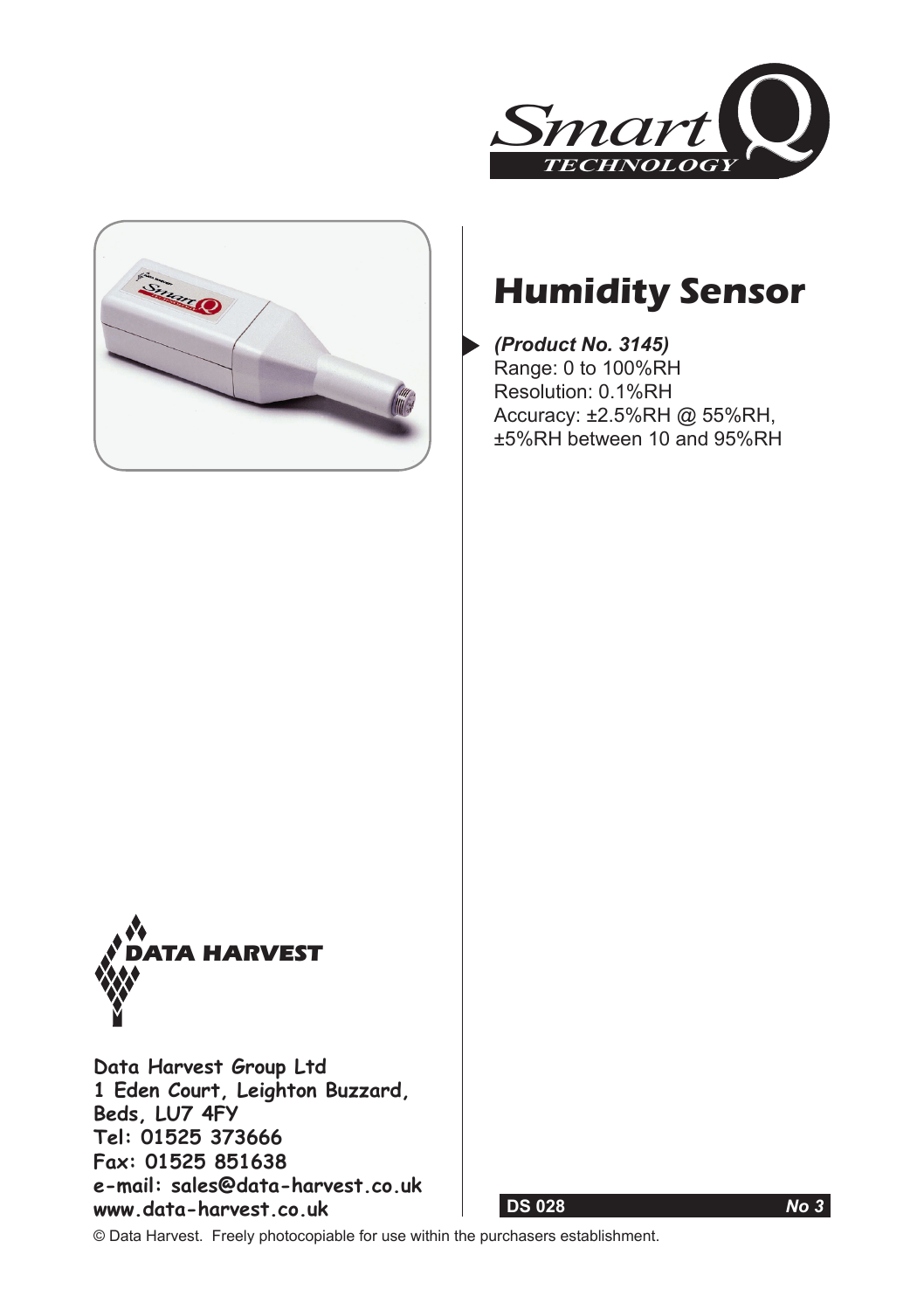Smart Q TECHNOLOGY

# Humidity Sensor

*(Product No. 3145)*
Range: 0 to 100%RH
Resolution: 0.1%RH
Accuracy: ±2.5%RH @ 55%RH, ±5%RH between 10 and 95%RH

DATA HARVEST

**Data Harvest Group Ltd**
**1 Eden Court, Leighton Buzzard,**
**Beds, LU7 4FY**
**Tel: 01525 373666**
**Fax: 01525 851638**
**e-mail: sales@data-harvest.co.uk**
**www.data-harvest.co.uk**

**DS 028** ***No 3***

© Data Harvest. Freely photocopiable for use within the purchasers establishment.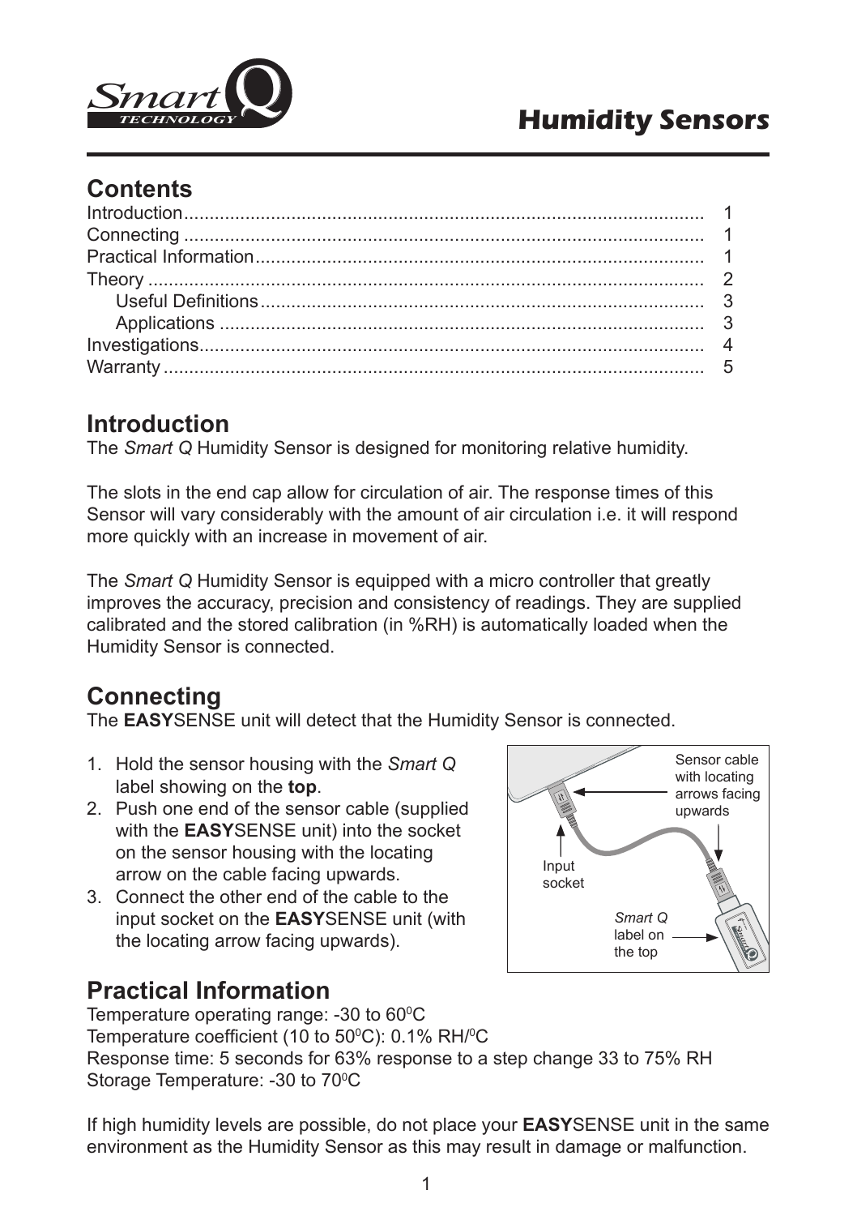# Humidity Sensors

## Contents

| | |
|---|---|
| Introduction | 1 |
| Connecting | 1 |
| Practical Information | 1 |
| Theory | 2 |
| Useful Definitions | 3 |
| Applications | 3 |
| Investigations | 4 |
| Warranty | 5 |

## Introduction

The *Smart Q* Humidity Sensor is designed for monitoring relative humidity.

The slots in the end cap allow for circulation of air. The response times of this Sensor will vary considerably with the amount of air circulation i.e. it will respond more quickly with an increase in movement of air.

The *Smart Q* Humidity Sensor is equipped with a micro controller that greatly improves the accuracy, precision and consistency of readings. They are supplied calibrated and the stored calibration (in %RH) is automatically loaded when the Humidity Sensor is connected.

## Connecting

The **EASY**SENSE unit will detect that the Humidity Sensor is connected.

1. Hold the sensor housing with the *Smart Q* label showing on the **top**.
2. Push one end of the sensor cable (supplied with the **EASY**SENSE unit) into the socket on the sensor housing with the locating arrow on the cable facing upwards.
3. Connect the other end of the cable to the input socket on the **EASY**SENSE unit (with the locating arrow facing upwards).

Sensor cable with locating arrows facing upwards

Input socket

*Smart Q* label on the top

## Practical Information

Temperature operating range: -30 to 60$^0$C
Temperature coefficient (10 to 50$^0$C): 0.1% RH/$^0$C
Response time: 5 seconds for 63% response to a step change 33 to 75% RH
Storage Temperature: -30 to 70$^0$C

If high humidity levels are possible, do not place your **EASY**SENSE unit in the same environment as the Humidity Sensor as this may result in damage or malfunction.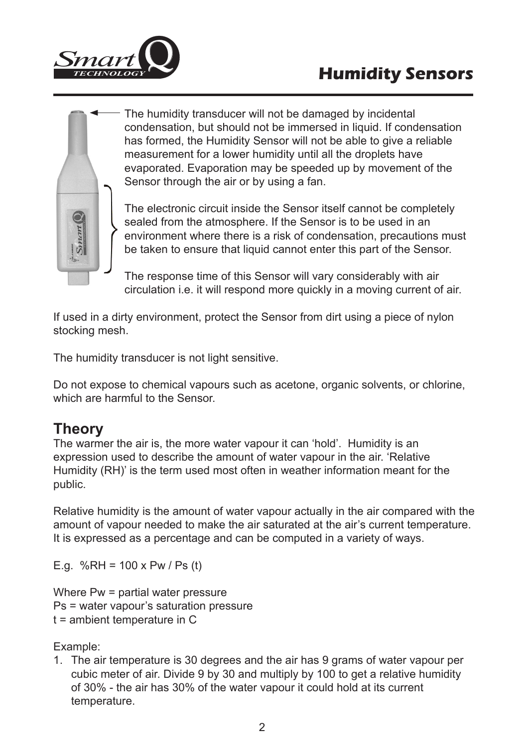The humidity transducer will not be damaged by incidental condensation, but should not be immersed in liquid. If condensation has formed, the Humidity Sensor will not be able to give a reliable measurement for a lower humidity until all the droplets have evaporated. Evaporation may be speeded up by movement of the Sensor through the air or by using a fan.

The electronic circuit inside the Sensor itself cannot be completely sealed from the atmosphere. If the Sensor is to be used in an environment where there is a risk of condensation, precautions must be taken to ensure that liquid cannot enter this part of the Sensor.

The response time of this Sensor will vary considerably with air circulation i.e. it will respond more quickly in a moving current of air.

If used in a dirty environment, protect the Sensor from dirt using a piece of nylon stocking mesh.

The humidity transducer is not light sensitive.

Do not expose to chemical vapours such as acetone, organic solvents, or chlorine, which are harmful to the Sensor.

## Theory

The warmer the air is, the more water vapour it can 'hold'. Humidity is an expression used to describe the amount of water vapour in the air. 'Relative Humidity (RH)' is the term used most often in weather information meant for the public.

Relative humidity is the amount of water vapour actually in the air compared with the amount of vapour needed to make the air saturated at the air's current temperature. It is expressed as a percentage and can be computed in a variety of ways.

E.g. $\%RH = 100 \times P_w / P_s(t)$

Where $P_w$ = partial water pressure
$P_s$ = water vapour's saturation pressure
$t$ = ambient temperature in C

Example:

1. The air temperature is 30 degrees and the air has 9 grams of water vapour per cubic meter of air. Divide 9 by 30 and multiply by 100 to get a relative humidity of 30% - the air has 30% of the water vapour it could hold at its current temperature.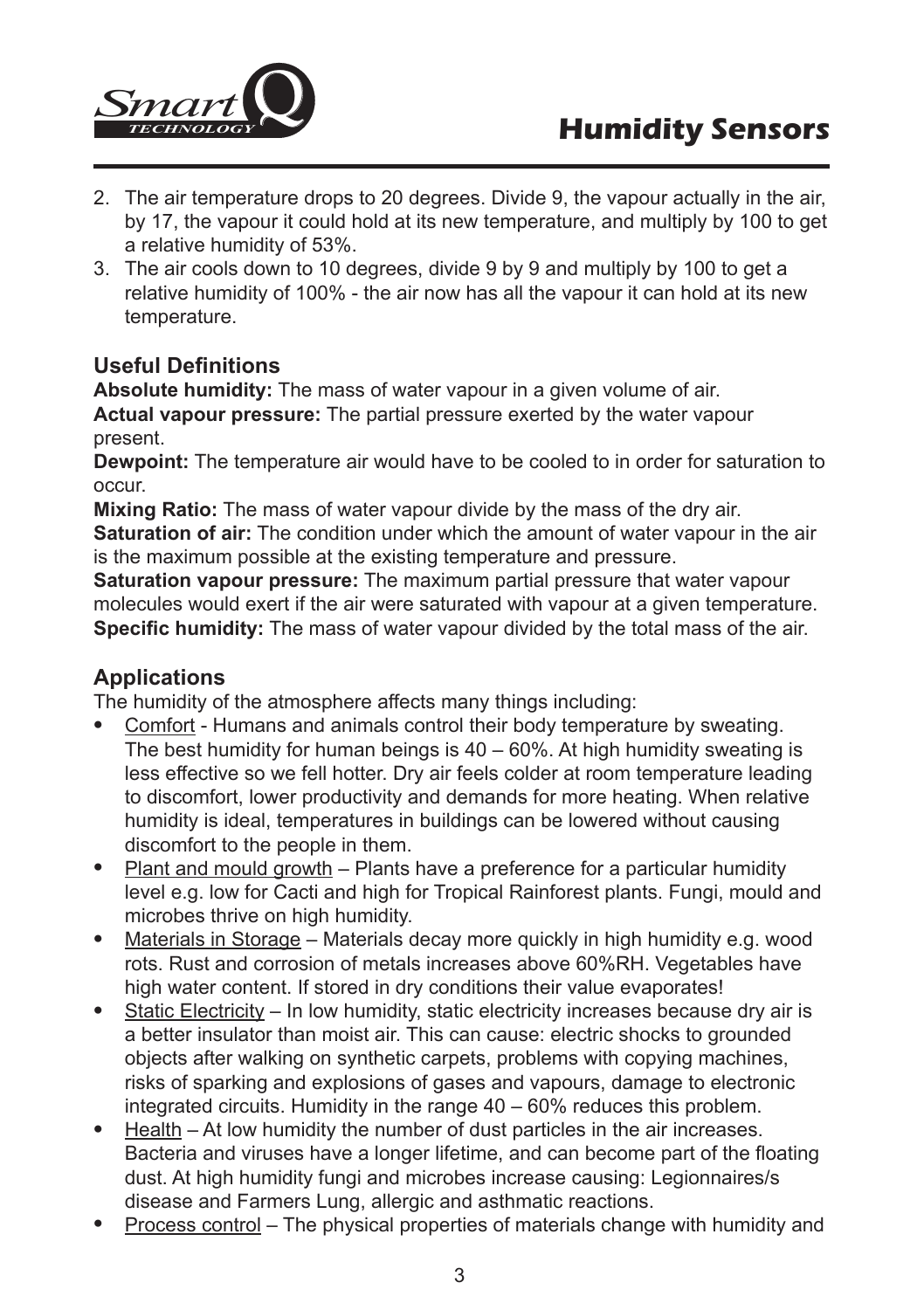2. The air temperature drops to 20 degrees. Divide 9, the vapour actually in the air, by 17, the vapour it could hold at its new temperature, and multiply by 100 to get a relative humidity of 53%.
3. The air cools down to 10 degrees, divide 9 by 9 and multiply by 100 to get a relative humidity of 100% - the air now has all the vapour it can hold at its new temperature.

### Useful Definitions

**Absolute humidity:** The mass of water vapour in a given volume of air.
**Actual vapour pressure:** The partial pressure exerted by the water vapour present.
**Dewpoint:** The temperature air would have to be cooled to in order for saturation to occur.
**Mixing Ratio:** The mass of water vapour divide by the mass of the dry air.
**Saturation of air:** The condition under which the amount of water vapour in the air is the maximum possible at the existing temperature and pressure.
**Saturation vapour pressure:** The maximum partial pressure that water vapour molecules would exert if the air were saturated with vapour at a given temperature.
**Specific humidity:** The mass of water vapour divided by the total mass of the air.

### Applications

The humidity of the atmosphere affects many things including:

- Comfort - Humans and animals control their body temperature by sweating. The best humidity for human beings is 40 – 60%. At high humidity sweating is less effective so we fell hotter. Dry air feels colder at room temperature leading to discomfort, lower productivity and demands for more heating. When relative humidity is ideal, temperatures in buildings can be lowered without causing discomfort to the people in them.
- Plant and mould growth – Plants have a preference for a particular humidity level e.g. low for Cacti and high for Tropical Rainforest plants. Fungi, mould and microbes thrive on high humidity.
- Materials in Storage – Materials decay more quickly in high humidity e.g. wood rots. Rust and corrosion of metals increases above 60%RH. Vegetables have high water content. If stored in dry conditions their value evaporates!
- Static Electricity – In low humidity, static electricity increases because dry air is a better insulator than moist air. This can cause: electric shocks to grounded objects after walking on synthetic carpets, problems with copying machines, risks of sparking and explosions of gases and vapours, damage to electronic integrated circuits. Humidity in the range 40 – 60% reduces this problem.
- Health – At low humidity the number of dust particles in the air increases. Bacteria and viruses have a longer lifetime, and can become part of the floating dust. At high humidity fungi and microbes increase causing: Legionnaires/s disease and Farmers Lung, allergic and asthmatic reactions.
- Process control – The physical properties of materials change with humidity and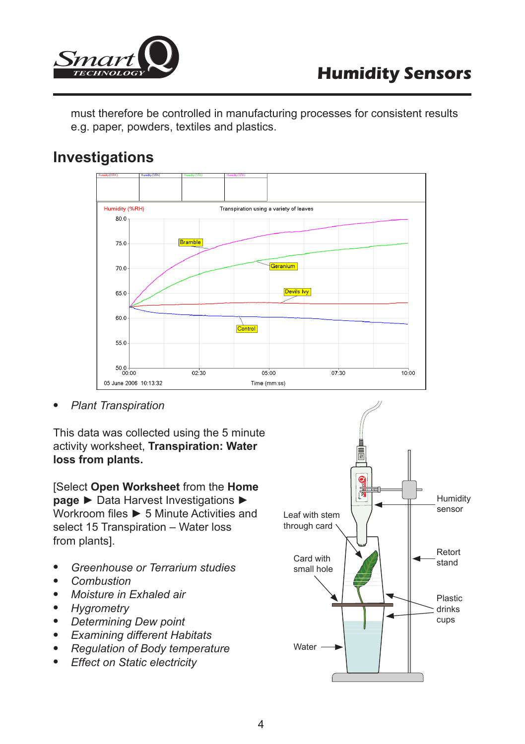must therefore be controlled in manufacturing processes for consistent results e.g. paper, powders, textiles and plastics.

## Investigations

Humidity (%RH)

Transpiration using a variety of leaves

80.0
75.0
70.0
65.0
60.0
55.0
50.0

00:00 02:30 05:00 07:30 10:00

Bramble
Geranium
Devils Ivy
Control

05 June 2006 10:13:32

Time (mm:ss)

- *Plant Transpiration*

This data was collected using the 5 minute activity worksheet, **Transpiration: Water loss from plants.**

[Select **Open Worksheet** from the **Home page** ► Data Harvest Investigations ► Workroom files ► 5 Minute Activities and select 15 Transpiration – Water loss from plants].

- *Greenhouse or Terrarium studies*
- *Combustion*
- *Moisture in Exhaled air*
- *Hygrometry*
- *Determining Dew point*
- *Examining different Habitats*
- *Regulation of Body temperature*
- *Effect on Static electricity*

Humidity sensor

Leaf with stem through card

Retort stand

Card with small hole

Plastic drinks cups

Water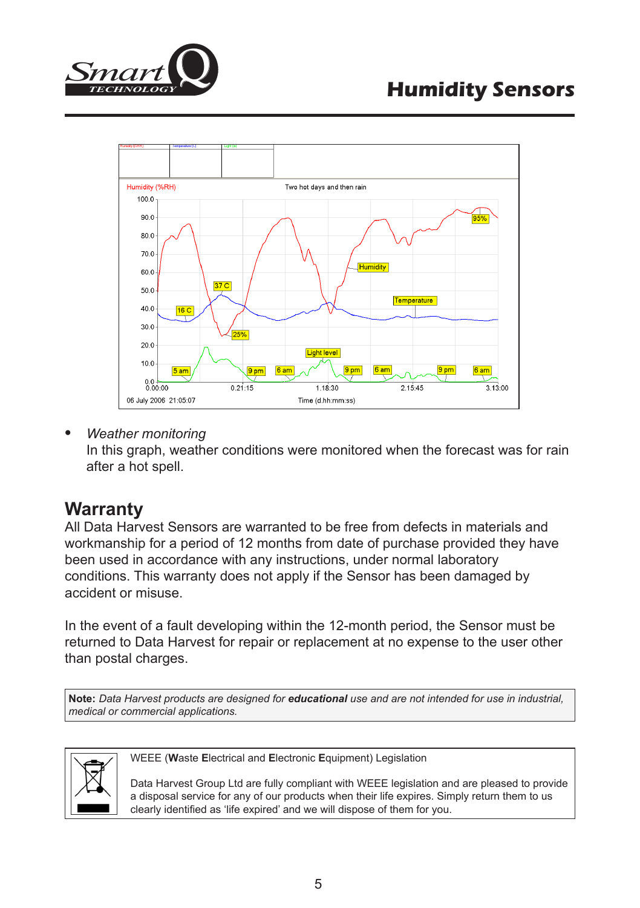Two hot days and then rain

Humidity (%RH)

100.0
90.0
80.0
70.0
60.0
50.0
40.0
30.0
20.0
10.0
0.0

0.00:00
0.21:15
1.18:30
2.15:45
3.13:00

06 July 2006 21:05:07

Time (d.hh:mm:ss)

37 C
16 C
25%
95%
Humidity
Temperature
Light level
5 am
9 pm
6 am
9 pm
6 am
9 pm
6 am

- *Weather monitoring*
  In this graph, weather conditions were monitored when the forecast was for rain after a hot spell.

## Warranty

All Data Harvest Sensors are warranted to be free from defects in materials and workmanship for a period of 12 months from date of purchase provided they have been used in accordance with any instructions, under normal laboratory conditions. This warranty does not apply if the Sensor has been damaged by accident or misuse.

In the event of a fault developing within the 12-month period, the Sensor must be returned to Data Harvest for repair or replacement at no expense to the user other than postal charges.

**Note:** *Data Harvest products are designed for* ***educational*** *use and are not intended for use in industrial, medical or commercial applications.*

WEEE (**W**aste **E**lectrical and **E**lectronic **E**quipment) Legislation

Data Harvest Group Ltd are fully compliant with WEEE legislation and are pleased to provide a disposal service for any of our products when their life expires. Simply return them to us clearly identified as 'life expired' and we will dispose of them for you.